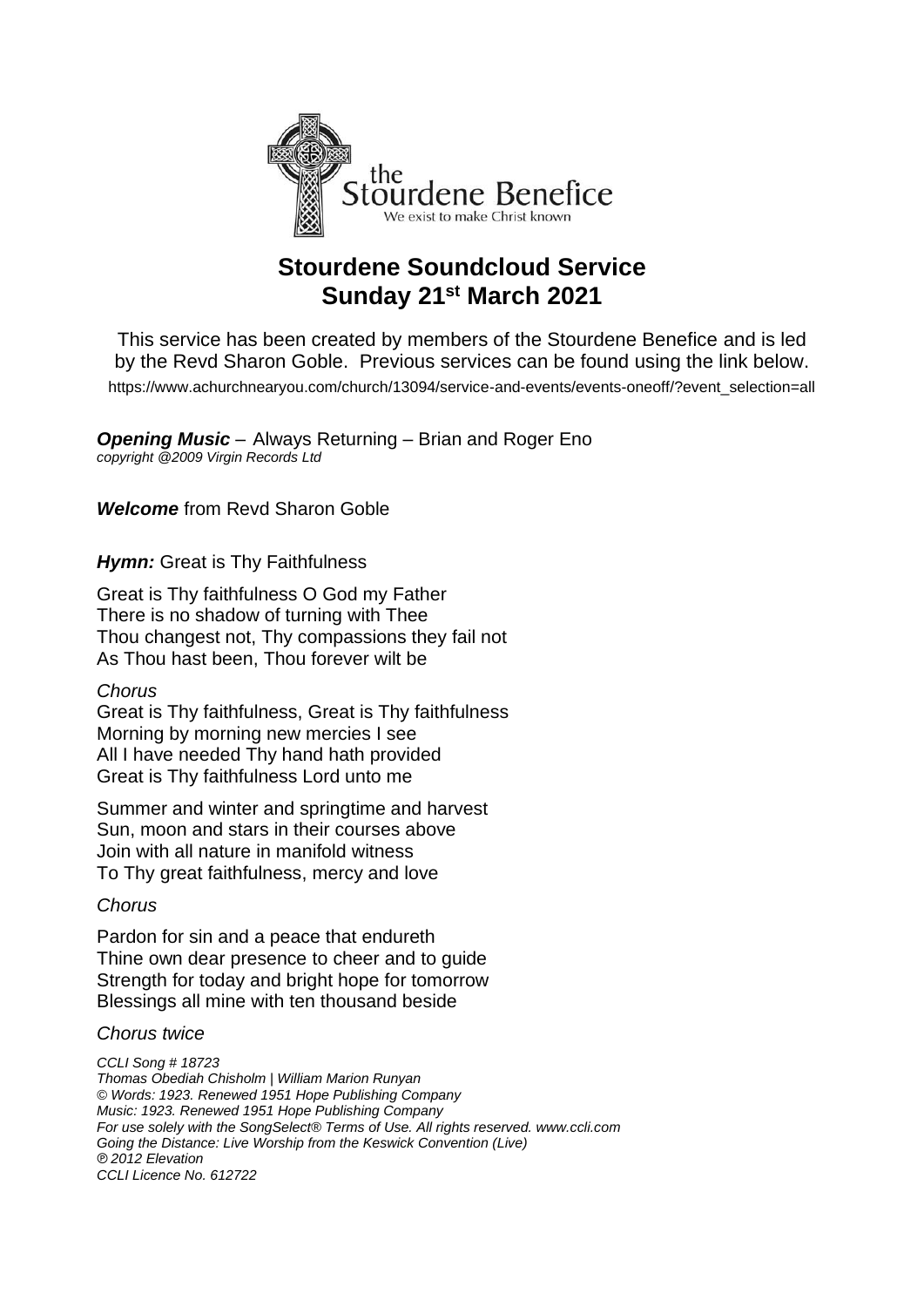# Stourdene Soundcloud Service
## Sunday 21st March 2021

This service has been created by members of the Stourdene Benefice and is led by the Revd Sharon Goble. Previous services can be found using the link below.

https://www.achurchnearyou.com/church/13094/service-and-events/events-oneoff/?event_selection=all

***Opening Music*** – Always Returning – Brian and Roger Eno
*copyright @2009 Virgin Records Ltd*

***Welcome*** from Revd Sharon Goble

***Hymn:*** Great is Thy Faithfulness

Great is Thy faithfulness O God my Father
There is no shadow of turning with Thee
Thou changest not, Thy compassions they fail not
As Thou hast been, Thou forever wilt be

*Chorus*
Great is Thy faithfulness, Great is Thy faithfulness
Morning by morning new mercies I see
All I have needed Thy hand hath provided
Great is Thy faithfulness Lord unto me

Summer and winter and springtime and harvest
Sun, moon and stars in their courses above
Join with all nature in manifold witness
To Thy great faithfulness, mercy and love

*Chorus*

Pardon for sin and a peace that endureth
Thine own dear presence to cheer and to guide
Strength for today and bright hope for tomorrow
Blessings all mine with ten thousand beside

*Chorus twice*

*CCLI Song # 18723*
*Thomas Obediah Chisholm | William Marion Runyan*
*© Words: 1923. Renewed 1951 Hope Publishing Company*
*Music: 1923. Renewed 1951 Hope Publishing Company*
*For use solely with the SongSelect® Terms of Use. All rights reserved. www.ccli.com*
*Going the Distance: Live Worship from the Keswick Convention (Live)*
*℗ 2012 Elevation*
*CCLI Licence No. 612722*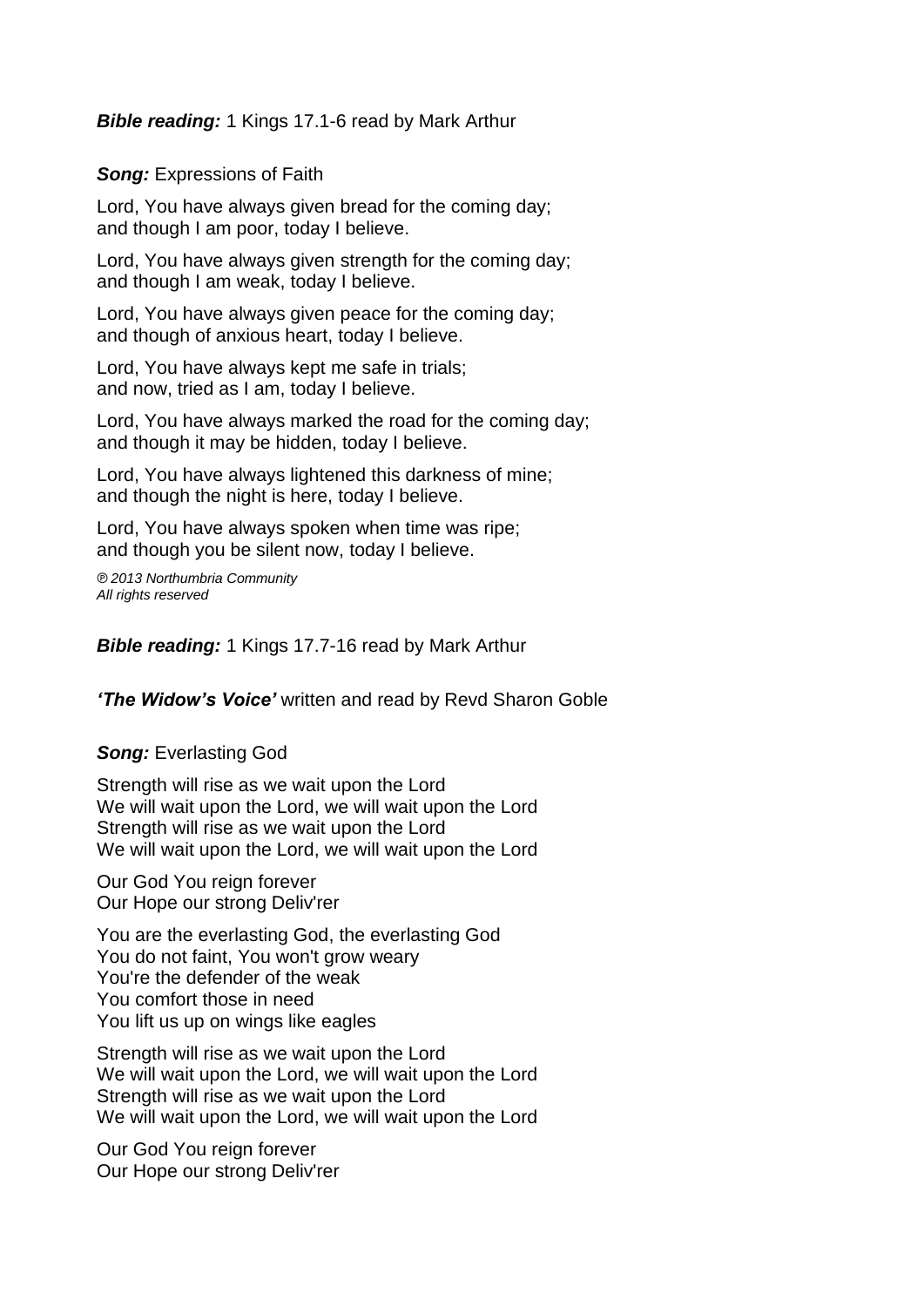***Bible reading:*** 1 Kings 17.1-6 read by Mark Arthur

***Song:*** Expressions of Faith

Lord, You have always given bread for the coming day;
and though I am poor, today I believe.

Lord, You have always given strength for the coming day;
and though I am weak, today I believe.

Lord, You have always given peace for the coming day;
and though of anxious heart, today I believe.

Lord, You have always kept me safe in trials;
and now, tried as I am, today I believe.

Lord, You have always marked the road for the coming day;
and though it may be hidden, today I believe.

Lord, You have always lightened this darkness of mine;
and though the night is here, today I believe.

Lord, You have always spoken when time was ripe;
and though you be silent now, today I believe.

*℗ 2013 Northumbria Community*
*All rights reserved*

***Bible reading:*** 1 Kings 17.7-16 read by Mark Arthur

***'The Widow's Voice'*** written and read by Revd Sharon Goble

***Song:*** Everlasting God

Strength will rise as we wait upon the Lord
We will wait upon the Lord, we will wait upon the Lord
Strength will rise as we wait upon the Lord
We will wait upon the Lord, we will wait upon the Lord

Our God You reign forever
Our Hope our strong Deliv'rer

You are the everlasting God, the everlasting God
You do not faint, You won't grow weary
You're the defender of the weak
You comfort those in need
You lift us up on wings like eagles

Strength will rise as we wait upon the Lord
We will wait upon the Lord, we will wait upon the Lord
Strength will rise as we wait upon the Lord
We will wait upon the Lord, we will wait upon the Lord

Our God You reign forever
Our Hope our strong Deliv'rer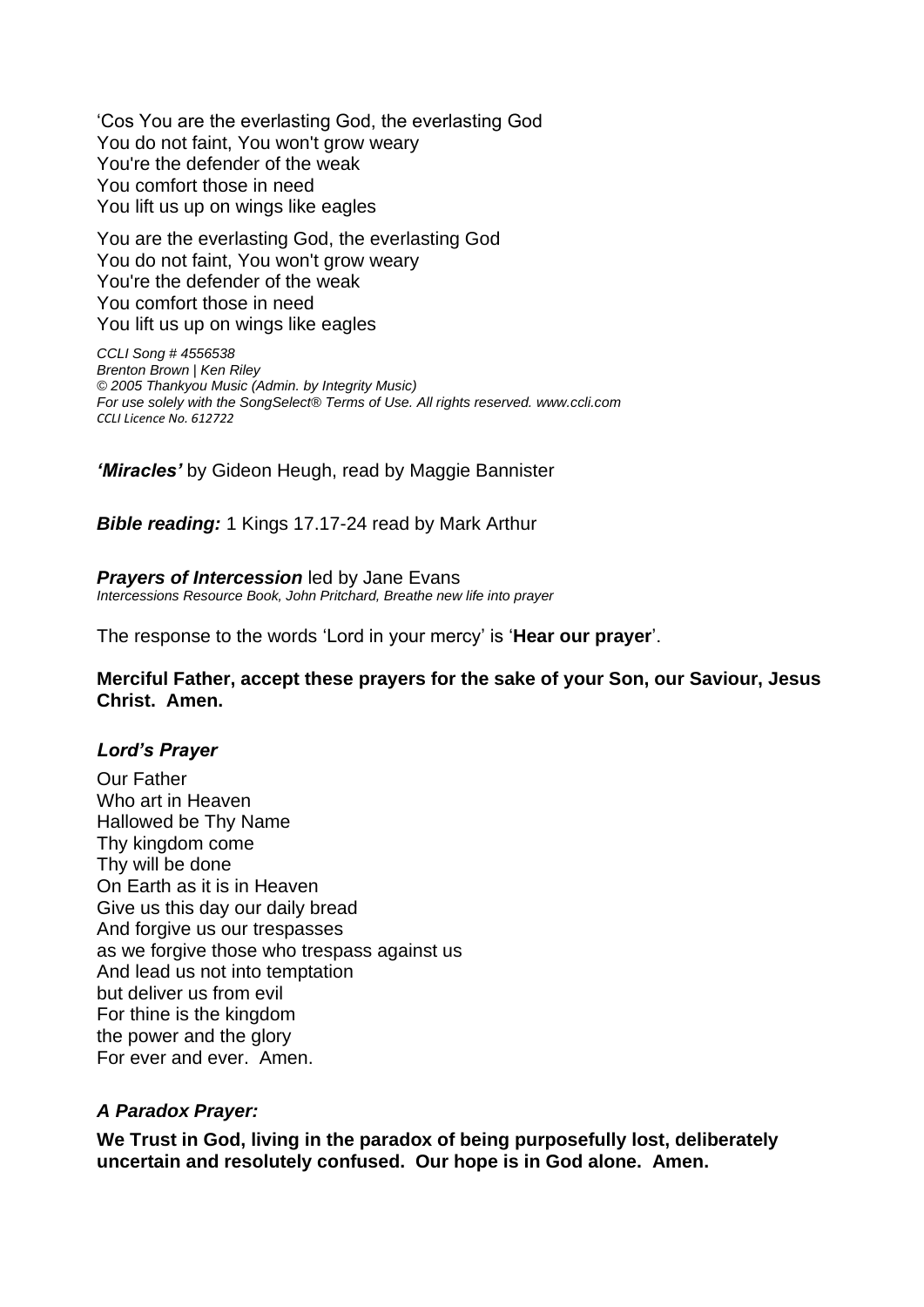'Cos You are the everlasting God, the everlasting God
You do not faint, You won't grow weary
You're the defender of the weak
You comfort those in need
You lift us up on wings like eagles

You are the everlasting God, the everlasting God
You do not faint, You won't grow weary
You're the defender of the weak
You comfort those in need
You lift us up on wings like eagles

*CCLI Song # 4556538*
*Brenton Brown | Ken Riley*
*© 2005 Thankyou Music (Admin. by Integrity Music)*
*For use solely with the SongSelect® Terms of Use. All rights reserved. www.ccli.com*
*CCLI Licence No. 612722*

***'Miracles'*** by Gideon Heugh, read by Maggie Bannister

***Bible reading:*** 1 Kings 17.17-24 read by Mark Arthur

***Prayers of Intercession*** led by Jane Evans
*Intercessions Resource Book, John Pritchard, Breathe new life into prayer*

The response to the words 'Lord in your mercy' is '**Hear our prayer**'.

**Merciful Father, accept these prayers for the sake of your Son, our Saviour, Jesus Christ. Amen.**

### *Lord's Prayer*

Our Father
Who art in Heaven
Hallowed be Thy Name
Thy kingdom come
Thy will be done
On Earth as it is in Heaven
Give us this day our daily bread
And forgive us our trespasses
as we forgive those who trespass against us
And lead us not into temptation
but deliver us from evil
For thine is the kingdom
the power and the glory
For ever and ever. Amen.

### *A Paradox Prayer:*

**We Trust in God, living in the paradox of being purposefully lost, deliberately uncertain and resolutely confused. Our hope is in God alone. Amen.**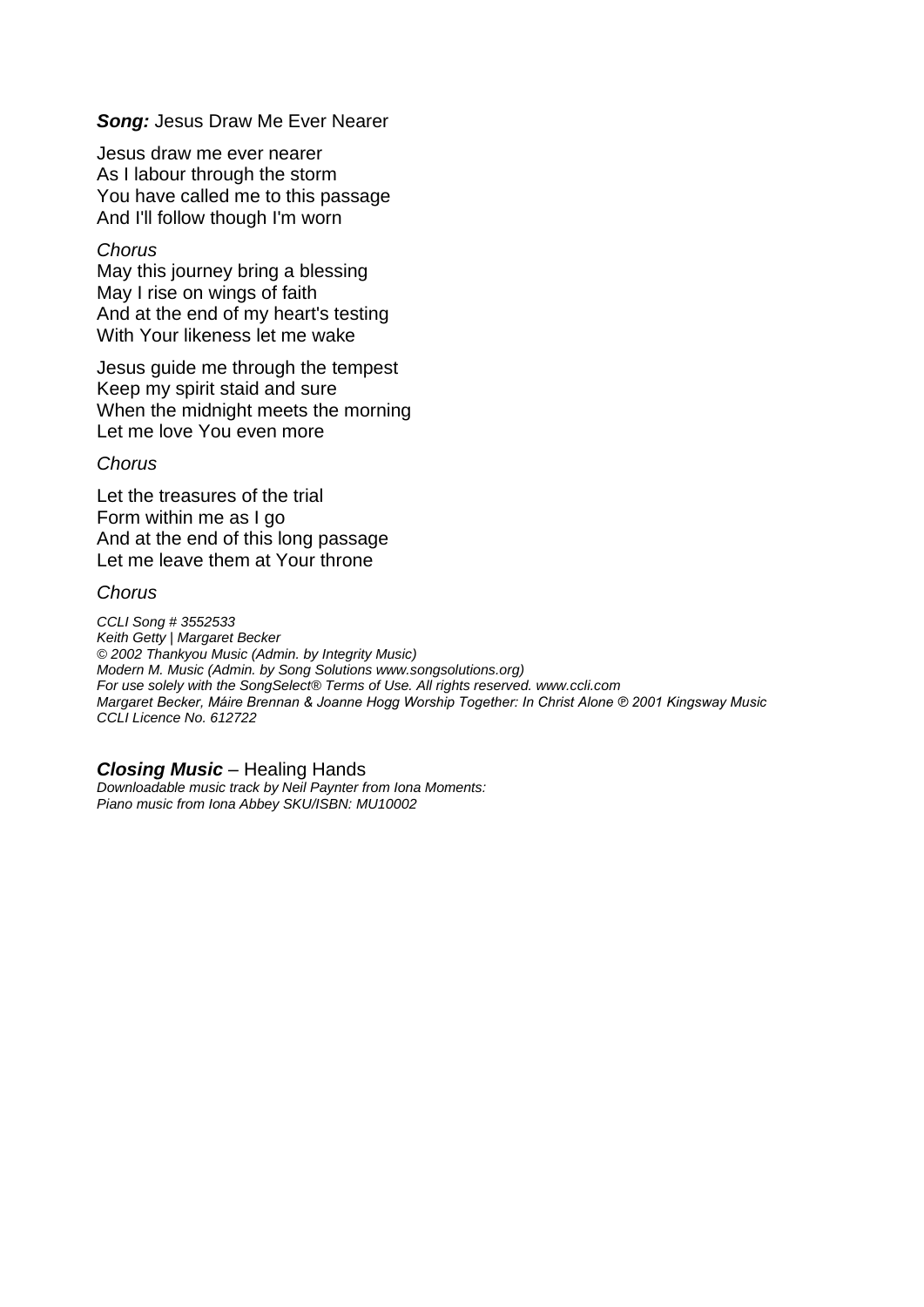***Song:*** Jesus Draw Me Ever Nearer

Jesus draw me ever nearer
As I labour through the storm
You have called me to this passage
And I'll follow though I'm worn

*Chorus*
May this journey bring a blessing
May I rise on wings of faith
And at the end of my heart's testing
With Your likeness let me wake

Jesus guide me through the tempest
Keep my spirit staid and sure
When the midnight meets the morning
Let me love You even more

*Chorus*

Let the treasures of the trial
Form within me as I go
And at the end of this long passage
Let me leave them at Your throne

*Chorus*

*CCLI Song # 3552533*
*Keith Getty | Margaret Becker*
*© 2002 Thankyou Music (Admin. by Integrity Music)*
*Modern M. Music (Admin. by Song Solutions www.songsolutions.org)*
*For use solely with the SongSelect® Terms of Use. All rights reserved. www.ccli.com*
*Margaret Becker, Máire Brennan & Joanne Hogg Worship Together: In Christ Alone ® 2001 Kingsway Music*
*CCLI Licence No. 612722*

***Closing Music*** – Healing Hands
*Downloadable music track by Neil Paynter from Iona Moments:*
*Piano music from Iona Abbey SKU/ISBN: MU10002*